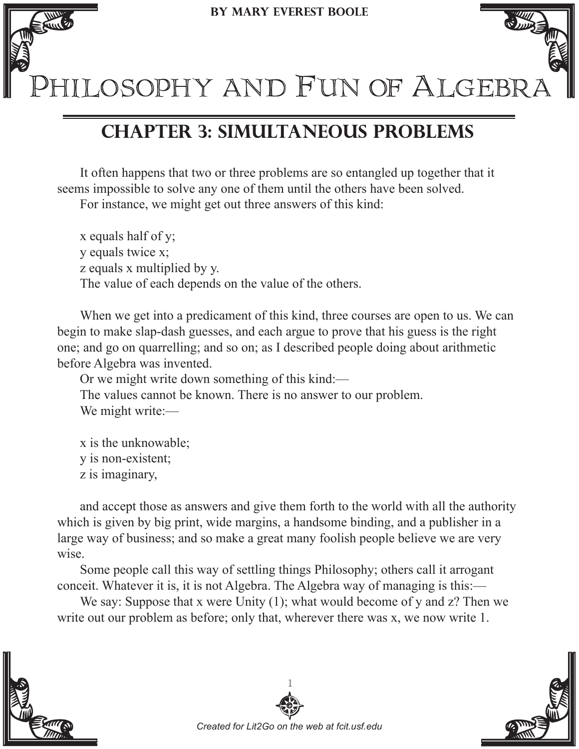# Philosophy and Fun of Algebra

## Chapter 3: Simultaneous Problems

It often happens that two or three problems are so entangled up together that it seems impossible to solve any one of them until the others have been solved.

For instance, we might get out three answers of this kind:

x equals half of y;
y equals twice x;
z equals x multiplied by y.
The value of each depends on the value of the others.

When we get into a predicament of this kind, three courses are open to us. We can begin to make slap-dash guesses, and each argue to prove that his guess is the right one; and go on quarrelling; and so on; as I described people doing about arithmetic before Algebra was invented.

Or we might write down something of this kind:—

The values cannot be known. There is no answer to our problem.

We might write:—

x is the unknowable;
y is non-existent;
z is imaginary,

and accept those as answers and give them forth to the world with all the authority which is given by big print, wide margins, a handsome binding, and a publisher in a large way of business; and so make a great many foolish people believe we are very wise.

Some people call this way of settling things Philosophy; others call it arrogant conceit. Whatever it is, it is not Algebra. The Algebra way of managing is this:—

We say: Suppose that x were Unity (1); what would become of y and z? Then we write out our problem as before; only that, wherever there was x, we now write 1.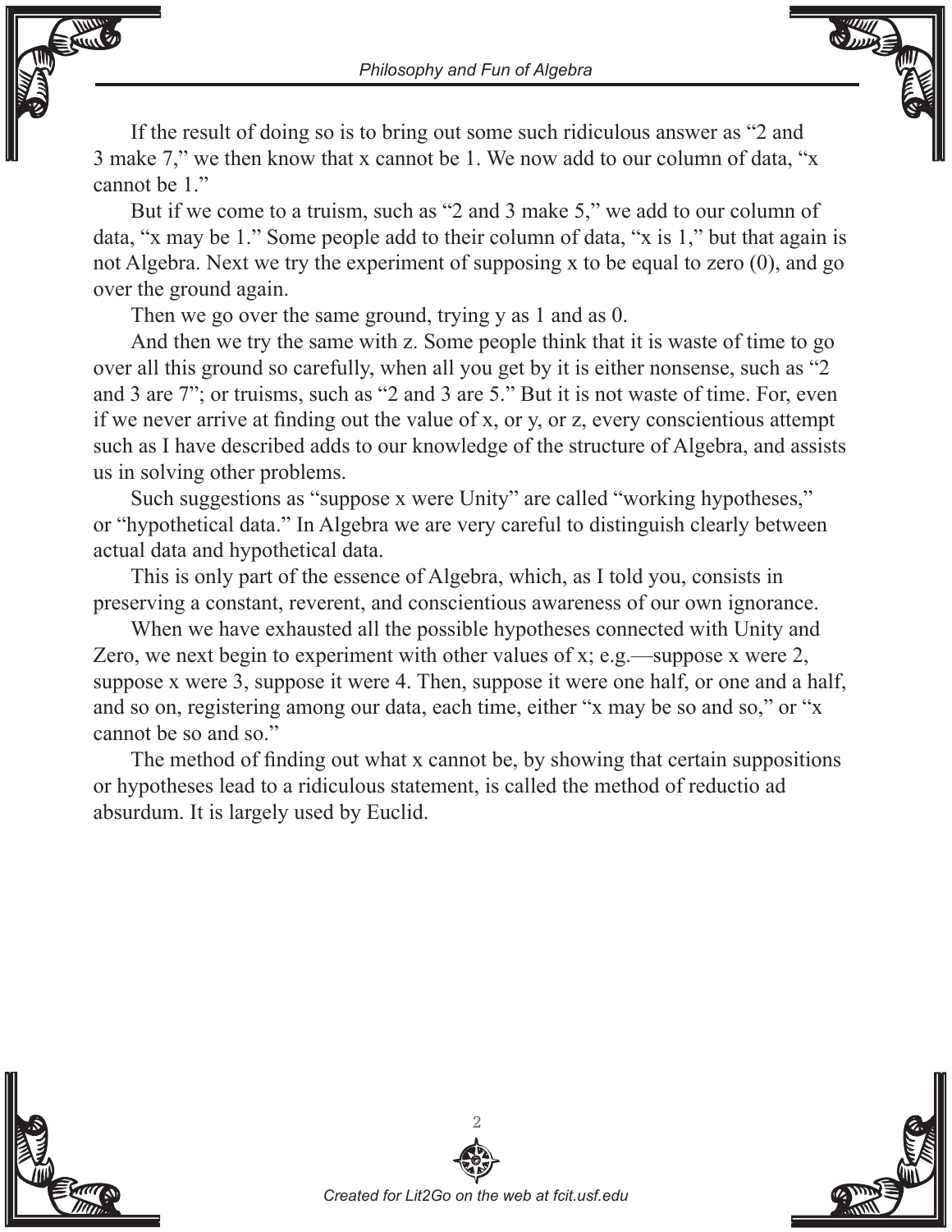If the result of doing so is to bring out some such ridiculous answer as "2 and 3 make 7," we then know that x cannot be 1. We now add to our column of data, "x cannot be 1."

But if we come to a truism, such as "2 and 3 make 5," we add to our column of data, "x may be 1." Some people add to their column of data, "x is 1," but that again is not Algebra. Next we try the experiment of supposing x to be equal to zero (0), and go over the ground again.

Then we go over the same ground, trying y as 1 and as 0.

And then we try the same with z. Some people think that it is waste of time to go over all this ground so carefully, when all you get by it is either nonsense, such as "2 and 3 are 7"; or truisms, such as "2 and 3 are 5." But it is not waste of time. For, even if we never arrive at finding out the value of x, or y, or z, every conscientious attempt such as I have described adds to our knowledge of the structure of Algebra, and assists us in solving other problems.

Such suggestions as "suppose x were Unity" are called "working hypotheses," or "hypothetical data." In Algebra we are very careful to distinguish clearly between actual data and hypothetical data.

This is only part of the essence of Algebra, which, as I told you, consists in preserving a constant, reverent, and conscientious awareness of our own ignorance.

When we have exhausted all the possible hypotheses connected with Unity and Zero, we next begin to experiment with other values of x; e.g.—suppose x were 2, suppose x were 3, suppose it were 4. Then, suppose it were one half, or one and a half, and so on, registering among our data, each time, either "x may be so and so," or "x cannot be so and so."

The method of finding out what x cannot be, by showing that certain suppositions or hypotheses lead to a ridiculous statement, is called the method of reductio ad absurdum. It is largely used by Euclid.